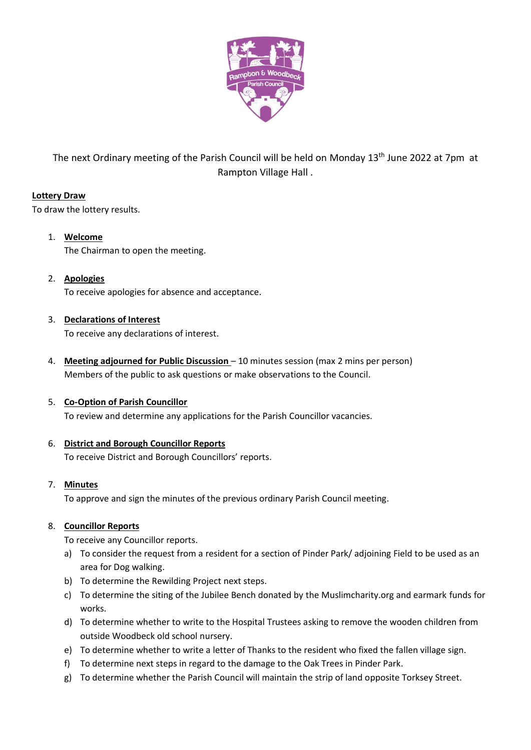The next Ordinary meeting of the Parish Council will be held on Monday 13th June 2022 at 7pm at Rampton Village Hall .

**Lottery Draw**

To draw the lottery results.

1. **Welcome**
   The Chairman to open the meeting.

2. **Apologies**
   To receive apologies for absence and acceptance.

3. **Declarations of Interest**
   To receive any declarations of interest.

4. **Meeting adjourned for Public Discussion** – 10 minutes session (max 2 mins per person)
   Members of the public to ask questions or make observations to the Council.

5. **Co-Option of Parish Councillor**
   To review and determine any applications for the Parish Councillor vacancies.

6. **District and Borough Councillor Reports**
   To receive District and Borough Councillors' reports.

7. **Minutes**
   To approve and sign the minutes of the previous ordinary Parish Council meeting.

8. **Councillor Reports**
   To receive any Councillor reports.
   a) To consider the request from a resident for a section of Pinder Park/ adjoining Field to be used as an area for Dog walking.
   b) To determine the Rewilding Project next steps.
   c) To determine the siting of the Jubilee Bench donated by the Muslimcharity.org and earmark funds for works.
   d) To determine whether to write to the Hospital Trustees asking to remove the wooden children from outside Woodbeck old school nursery.
   e) To determine whether to write a letter of Thanks to the resident who fixed the fallen village sign.
   f) To determine next steps in regard to the damage to the Oak Trees in Pinder Park.
   g) To determine whether the Parish Council will maintain the strip of land opposite Torksey Street.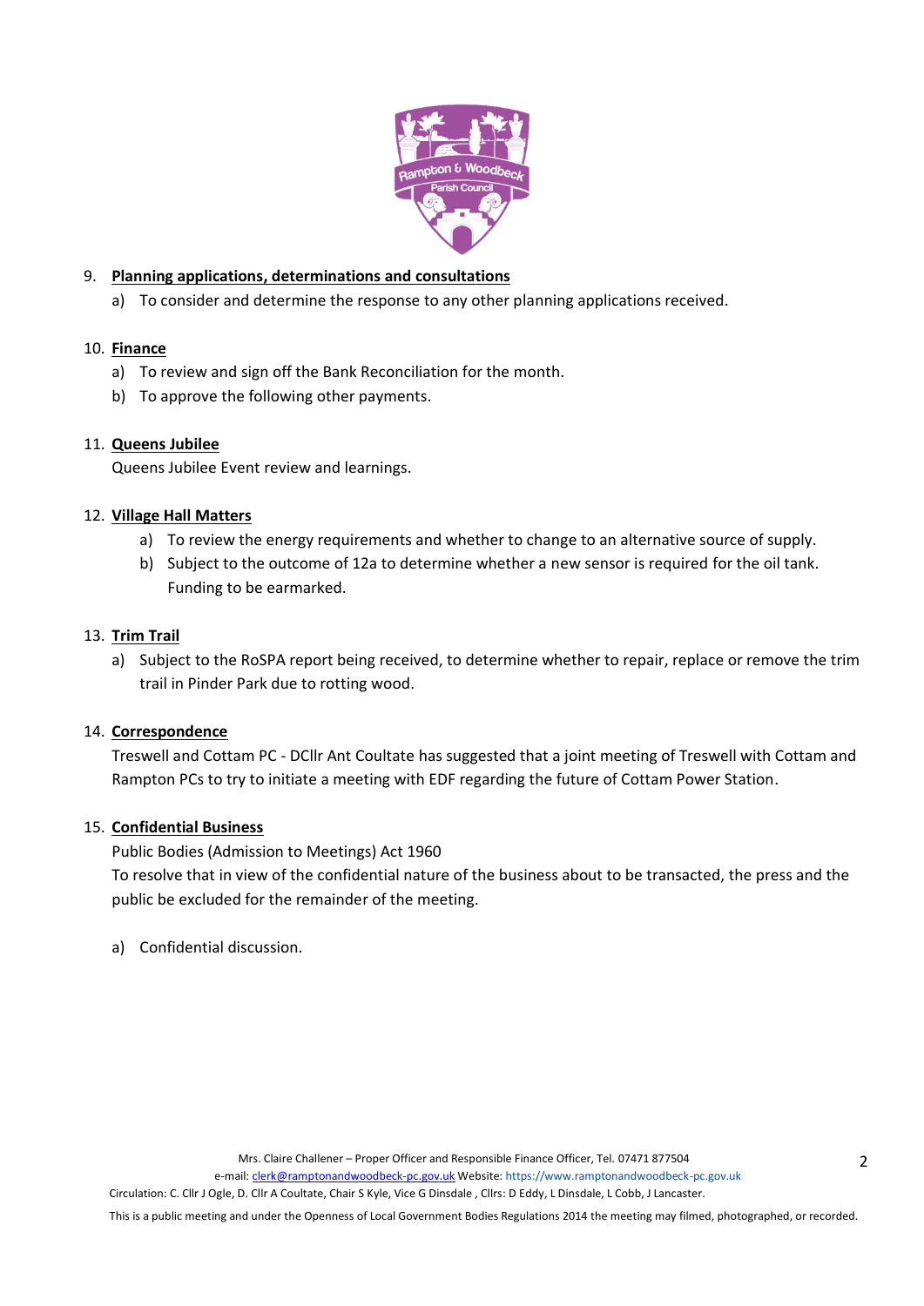9. **Planning applications, determinations and consultations**
   a) To consider and determine the response to any other planning applications received.

10. **Finance**
    a) To review and sign off the Bank Reconciliation for the month.
    b) To approve the following other payments.

11. **Queens Jubilee**
    Queens Jubilee Event review and learnings.

12. **Village Hall Matters**
    a) To review the energy requirements and whether to change to an alternative source of supply.
    b) Subject to the outcome of 12a to determine whether a new sensor is required for the oil tank. Funding to be earmarked.

13. **Trim Trail**
    a) Subject to the RoSPA report being received, to determine whether to repair, replace or remove the trim trail in Pinder Park due to rotting wood.

14. **Correspondence**
    Treswell and Cottam PC - DCllr Ant Coultate has suggested that a joint meeting of Treswell with Cottam and Rampton PCs to try to initiate a meeting with EDF regarding the future of Cottam Power Station.

15. **Confidential Business**
    Public Bodies (Admission to Meetings) Act 1960
    To resolve that in view of the confidential nature of the business about to be transacted, the press and the public be excluded for the remainder of the meeting.

    a) Confidential discussion.

Mrs. Claire Challener – Proper Officer and Responsible Finance Officer, Tel. 07471 877504
e-mail: clerk@ramptonandwoodbeck-pc.gov.uk Website: https://www.ramptonandwoodbeck-pc.gov.uk
Circulation: C. Cllr J Ogle, D. Cllr A Coultate, Chair S Kyle, Vice G Dinsdale , Cllrs: D Eddy, L Dinsdale, L Cobb, J Lancaster.

This is a public meeting and under the Openness of Local Government Bodies Regulations 2014 the meeting may filmed, photographed, or recorded.